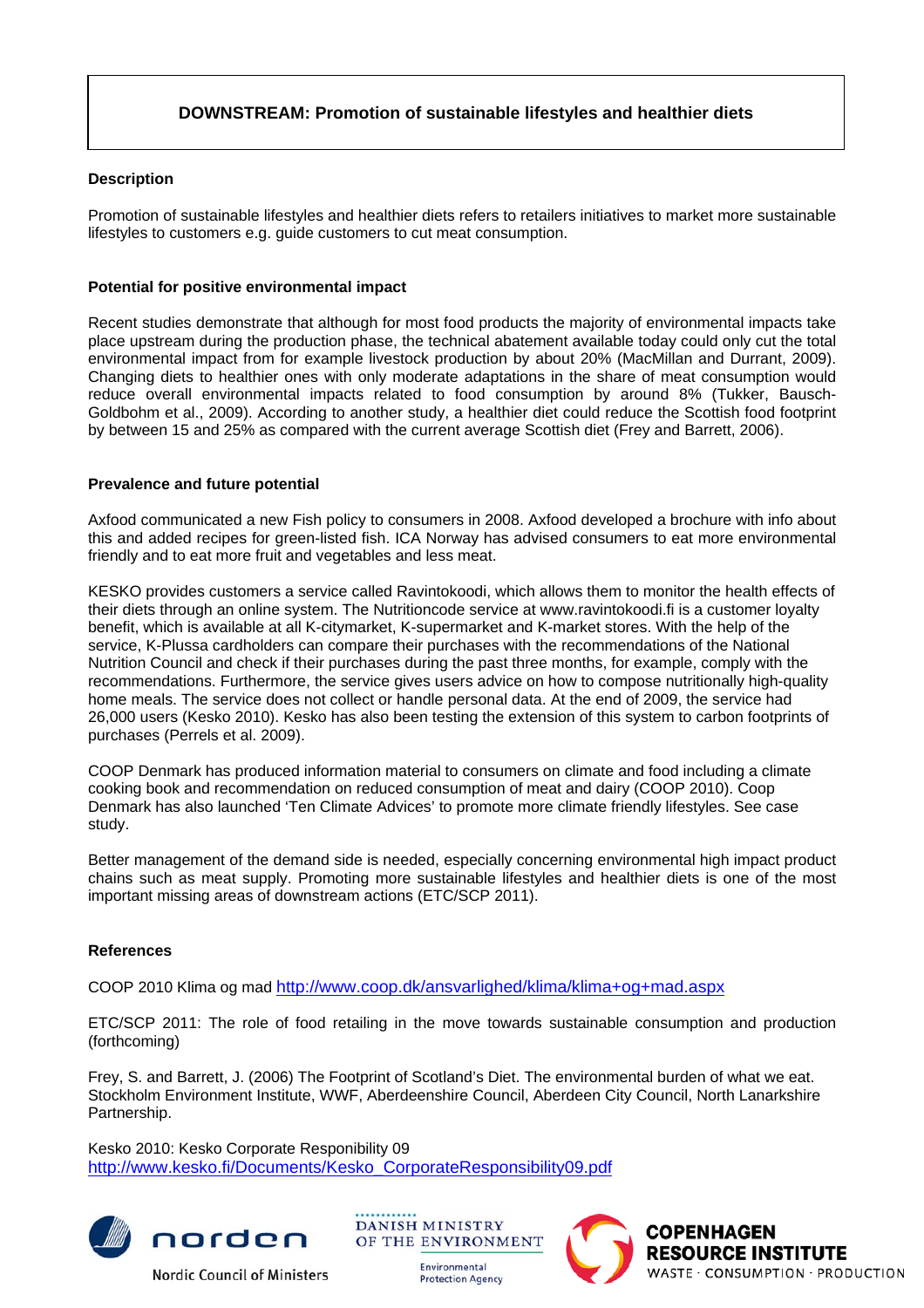# DOWNSTREAM: Promotion of sustainable lifestyles and healthier diets

### Description

Promotion of sustainable lifestyles and healthier diets refers to retailers initiatives to market more sustainable lifestyles to customers e.g. guide customers to cut meat consumption.

### Potential for positive environmental impact

Recent studies demonstrate that although for most food products the majority of environmental impacts take place upstream during the production phase, the technical abatement available today could only cut the total environmental impact from for example livestock production by about 20% (MacMillan and Durrant, 2009). Changing diets to healthier ones with only moderate adaptations in the share of meat consumption would reduce overall environmental impacts related to food consumption by around 8% (Tukker, Bausch-Goldbohm et al., 2009). According to another study, a healthier diet could reduce the Scottish food footprint by between 15 and 25% as compared with the current average Scottish diet (Frey and Barrett, 2006).

### Prevalence and future potential

Axfood communicated a new Fish policy to consumers in 2008. Axfood developed a brochure with info about this and added recipes for green-listed fish. ICA Norway has advised consumers to eat more environmental friendly and to eat more fruit and vegetables and less meat.

KESKO provides customers a service called Ravintokoodi, which allows them to monitor the health effects of their diets through an online system. The Nutritioncode service at www.ravintokoodi.fi is a customer loyalty benefit, which is available at all K-citymarket, K-supermarket and K-market stores. With the help of the service, K-Plussa cardholders can compare their purchases with the recommendations of the National Nutrition Council and check if their purchases during the past three months, for example, comply with the recommendations. Furthermore, the service gives users advice on how to compose nutritionally high-quality home meals. The service does not collect or handle personal data. At the end of 2009, the service had 26,000 users (Kesko 2010). Kesko has also been testing the extension of this system to carbon footprints of purchases (Perrels et al. 2009).

COOP Denmark has produced information material to consumers on climate and food including a climate cooking book and recommendation on reduced consumption of meat and dairy (COOP 2010). Coop Denmark has also launched 'Ten Climate Advices' to promote more climate friendly lifestyles. See case study.

Better management of the demand side is needed, especially concerning environmental high impact product chains such as meat supply. Promoting more sustainable lifestyles and healthier diets is one of the most important missing areas of downstream actions (ETC/SCP 2011).

### References

COOP 2010 Klima og mad http://www.coop.dk/ansvarlighed/klima/klima+og+mad.aspx

ETC/SCP 2011: The role of food retailing in the move towards sustainable consumption and production (forthcoming)

Frey, S. and Barrett, J. (2006) The Footprint of Scotland's Diet. The environmental burden of what we eat. Stockholm Environment Institute, WWF, Aberdeenshire Council, Aberdeen City Council, North Lanarkshire Partnership.

Kesko 2010: Kesko Corporate Responibility 09
http://www.kesko.fi/Documents/Kesko_CorporateResponsibility09.pdf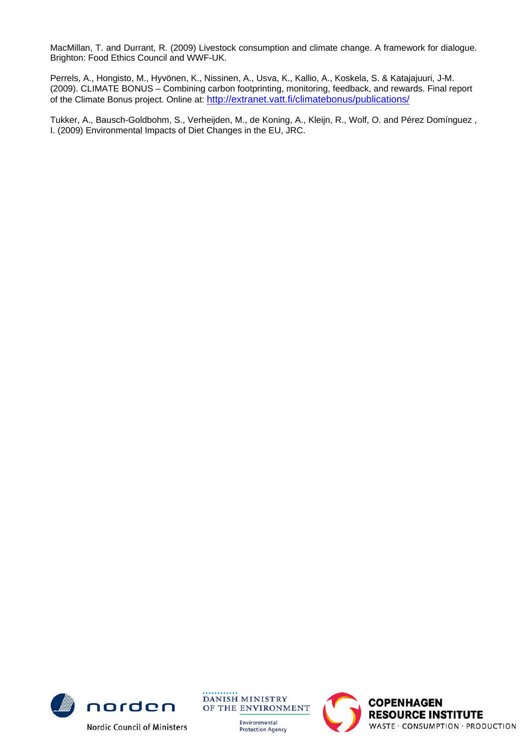MacMillan, T. and Durrant, R. (2009) Livestock consumption and climate change. A framework for dialogue. Brighton: Food Ethics Council and WWF-UK.

Perrels, A., Hongisto, M., Hyvönen, K., Nissinen, A., Usva, K., Kallio, A., Koskela, S. & Katajajuuri, J-M. (2009). CLIMATE BONUS – Combining carbon footprinting, monitoring, feedback, and rewards. Final report of the Climate Bonus project. Online at: http://extranet.vatt.fi/climatebonus/publications/

Tukker, A., Bausch-Goldbohm, S., Verheijden, M., de Koning, A., Kleijn, R., Wolf, O. and Pérez Domínguez , I. (2009) Environmental Impacts of Diet Changes in the EU, JRC.